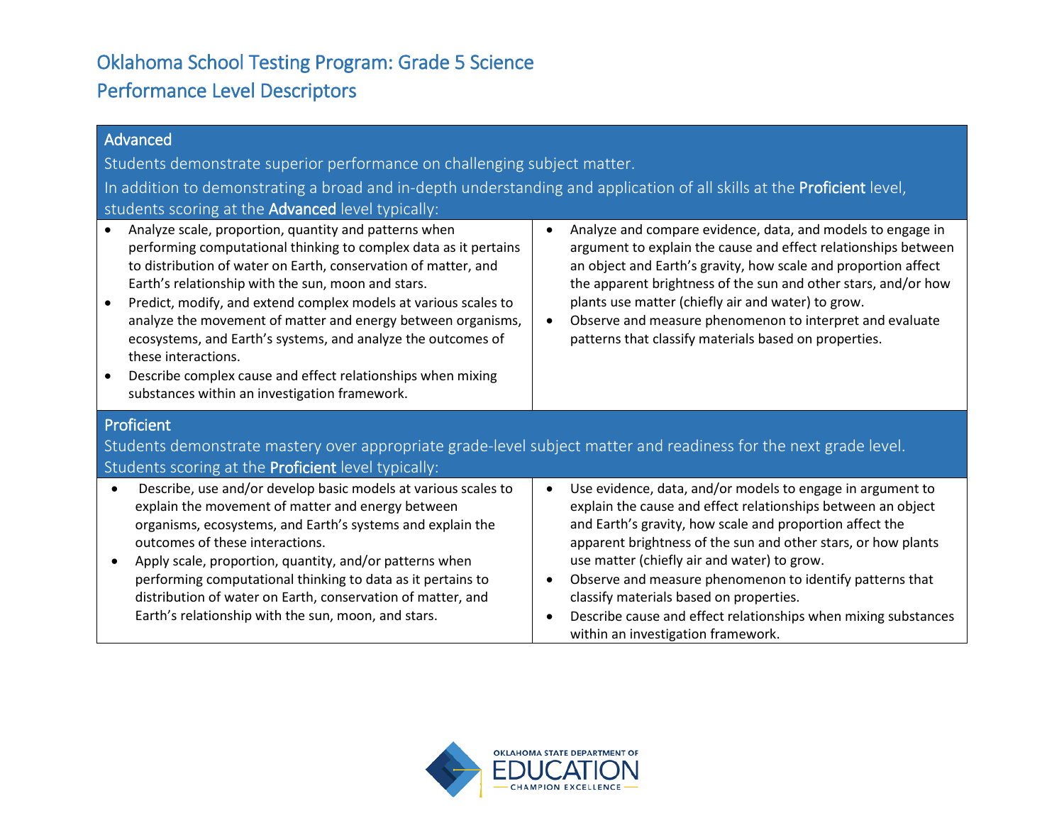# Oklahoma School Testing Program: Grade 5 Science

## Performance Level Descriptors

### Advanced

Students demonstrate superior performance on challenging subject matter.

In addition to demonstrating a broad and in-depth understanding and application of all skills at the **Proficient** level, students scoring at the **Advanced** level typically:

- Analyze scale, proportion, quantity and patterns when performing computational thinking to complex data as it pertains to distribution of water on Earth, conservation of matter, and Earth's relationship with the sun, moon and stars.
- Predict, modify, and extend complex models at various scales to analyze the movement of matter and energy between organisms, ecosystems, and Earth's systems, and analyze the outcomes of these interactions.
- Describe complex cause and effect relationships when mixing substances within an investigation framework.
- Analyze and compare evidence, data, and models to engage in argument to explain the cause and effect relationships between an object and Earth's gravity, how scale and proportion affect the apparent brightness of the sun and other stars, and/or how plants use matter (chiefly air and water) to grow.
- Observe and measure phenomenon to interpret and evaluate patterns that classify materials based on properties.

### Proficient

Students demonstrate mastery over appropriate grade-level subject matter and readiness for the next grade level.

Students scoring at the **Proficient** level typically:

- Describe, use and/or develop basic models at various scales to explain the movement of matter and energy between organisms, ecosystems, and Earth's systems and explain the outcomes of these interactions.
- Apply scale, proportion, quantity, and/or patterns when performing computational thinking to data as it pertains to distribution of water on Earth, conservation of matter, and Earth's relationship with the sun, moon, and stars.
- Use evidence, data, and/or models to engage in argument to explain the cause and effect relationships between an object and Earth's gravity, how scale and proportion affect the apparent brightness of the sun and other stars, or how plants use matter (chiefly air and water) to grow.
- Observe and measure phenomenon to identify patterns that classify materials based on properties.
- Describe cause and effect relationships when mixing substances within an investigation framework.

OKLAHOMA STATE DEPARTMENT OF EDUCATION — CHAMPION EXCELLENCE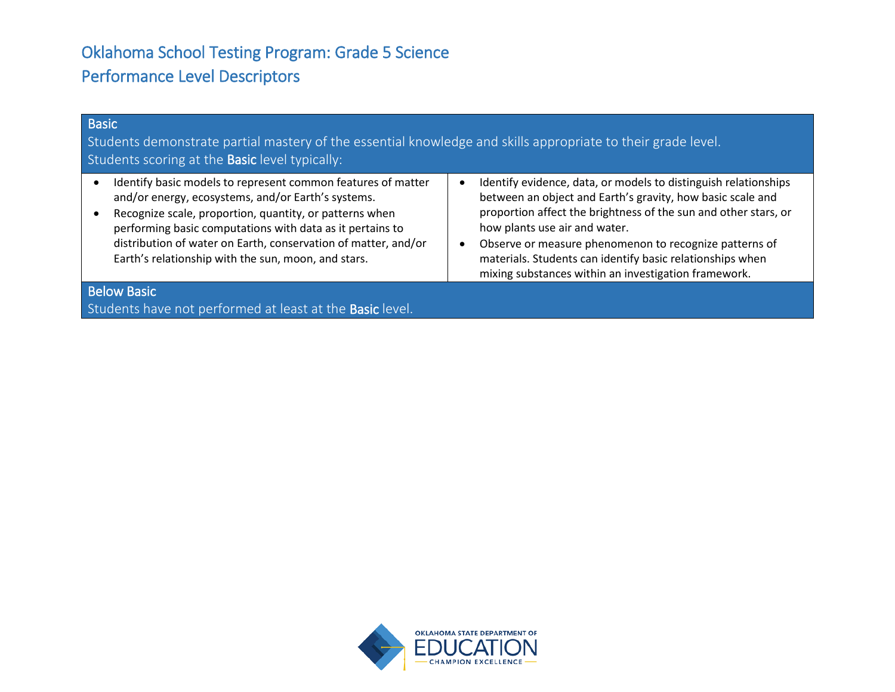# Oklahoma School Testing Program: Grade 5 Science

## Performance Level Descriptors

### Basic

Students demonstrate partial mastery of the essential knowledge and skills appropriate to their grade level.
Students scoring at the **Basic** level typically:

- Identify basic models to represent common features of matter and/or energy, ecosystems, and/or Earth's systems.
- Recognize scale, proportion, quantity, or patterns when performing basic computations with data as it pertains to distribution of water on Earth, conservation of matter, and/or Earth's relationship with the sun, moon, and stars.
- Identify evidence, data, or models to distinguish relationships between an object and Earth's gravity, how basic scale and proportion affect the brightness of the sun and other stars, or how plants use air and water.
- Observe or measure phenomenon to recognize patterns of materials. Students can identify basic relationships when mixing substances within an investigation framework.

### Below Basic

Students have not performed at least at the **Basic** level.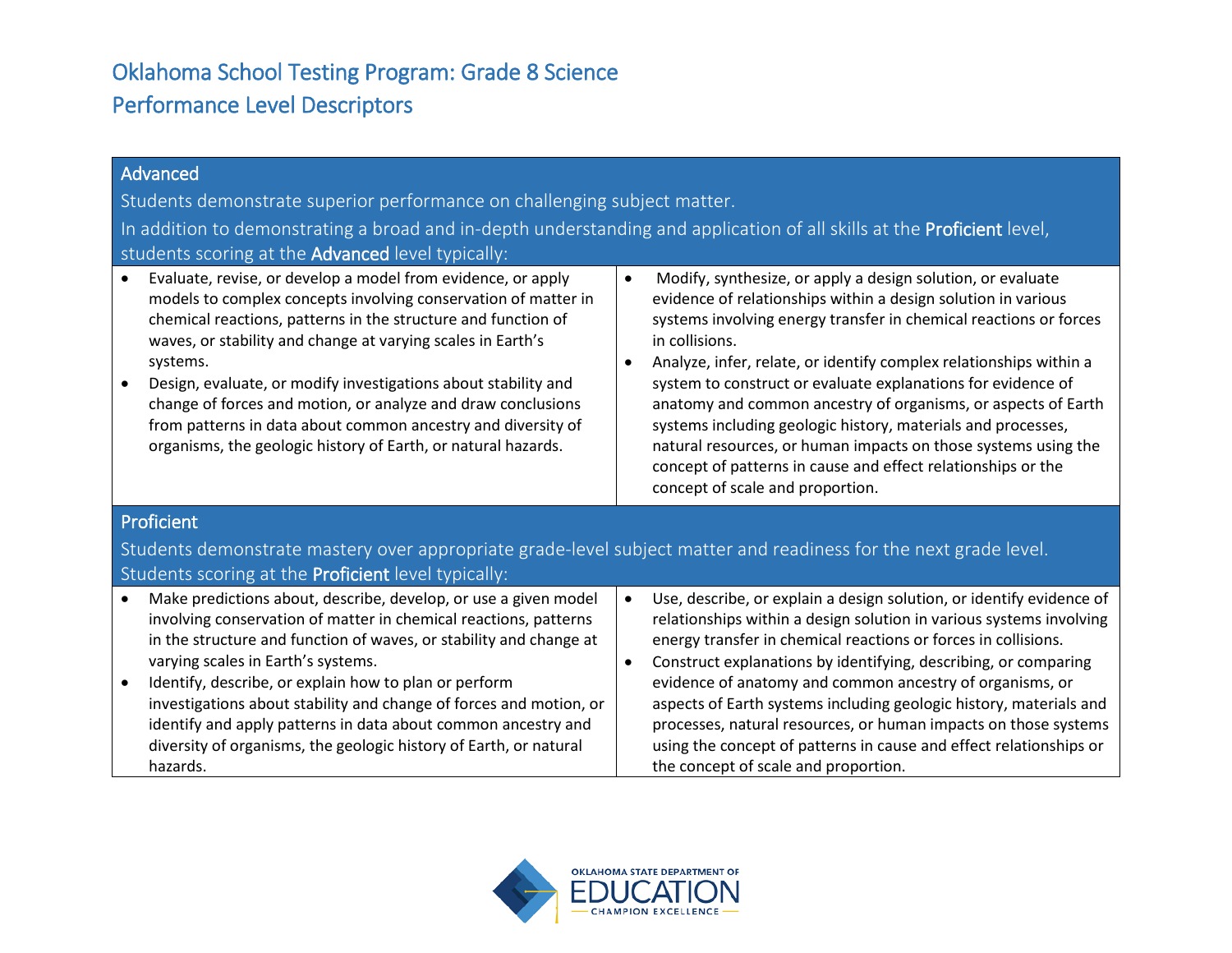# Oklahoma School Testing Program: Grade 8 Science

## Performance Level Descriptors

### Advanced

Students demonstrate superior performance on challenging subject matter.

In addition to demonstrating a broad and in-depth understanding and application of all skills at the **Proficient** level, students scoring at the **Advanced** level typically:

- Evaluate, revise, or develop a model from evidence, or apply models to complex concepts involving conservation of matter in chemical reactions, patterns in the structure and function of waves, or stability and change at varying scales in Earth's systems.
- Design, evaluate, or modify investigations about stability and change of forces and motion, or analyze and draw conclusions from patterns in data about common ancestry and diversity of organisms, the geologic history of Earth, or natural hazards.
- Modify, synthesize, or apply a design solution, or evaluate evidence of relationships within a design solution in various systems involving energy transfer in chemical reactions or forces in collisions.
- Analyze, infer, relate, or identify complex relationships within a system to construct or evaluate explanations for evidence of anatomy and common ancestry of organisms, or aspects of Earth systems including geologic history, materials and processes, natural resources, or human impacts on those systems using the concept of patterns in cause and effect relationships or the concept of scale and proportion.

### Proficient

Students demonstrate mastery over appropriate grade-level subject matter and readiness for the next grade level.

Students scoring at the **Proficient** level typically:

- Make predictions about, describe, develop, or use a given model involving conservation of matter in chemical reactions, patterns in the structure and function of waves, or stability and change at varying scales in Earth's systems.
- Identify, describe, or explain how to plan or perform investigations about stability and change of forces and motion, or identify and apply patterns in data about common ancestry and diversity of organisms, the geologic history of Earth, or natural hazards.
- Use, describe, or explain a design solution, or identify evidence of relationships within a design solution in various systems involving energy transfer in chemical reactions or forces in collisions.
- Construct explanations by identifying, describing, or comparing evidence of anatomy and common ancestry of organisms, or aspects of Earth systems including geologic history, materials and processes, natural resources, or human impacts on those systems using the concept of patterns in cause and effect relationships or the concept of scale and proportion.

OKLAHOMA STATE DEPARTMENT OF EDUCATION — CHAMPION EXCELLENCE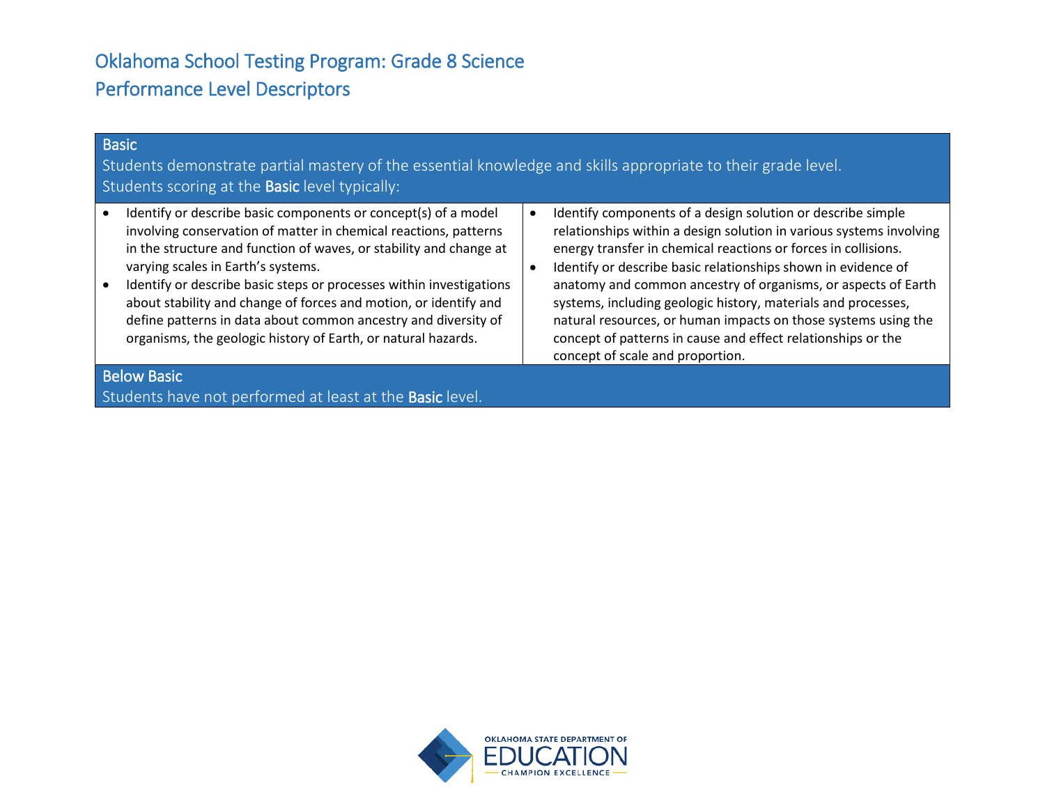# Oklahoma School Testing Program: Grade 8 Science

## Performance Level Descriptors

| Basic<br>Students demonstrate partial mastery of the essential knowledge and skills appropriate to their grade level.<br>Students scoring at the **Basic** level typically: | |
|---|---|
| • Identify or describe basic components or concept(s) of a model involving conservation of matter in chemical reactions, patterns in the structure and function of waves, or stability and change at varying scales in Earth's systems.<br>• Identify or describe basic steps or processes within investigations about stability and change of forces and motion, or identify and define patterns in data about common ancestry and diversity of organisms, the geologic history of Earth, or natural hazards. | • Identify components of a design solution or describe simple relationships within a design solution in various systems involving energy transfer in chemical reactions or forces in collisions.<br>• Identify or describe basic relationships shown in evidence of anatomy and common ancestry of organisms, or aspects of Earth systems, including geologic history, materials and processes, natural resources, or human impacts on those systems using the concept of patterns in cause and effect relationships or the concept of scale and proportion. |
| Below Basic<br>Students have not performed at least at the **Basic** level. | |

OKLAHOMA STATE DEPARTMENT OF EDUCATION — CHAMPION EXCELLENCE